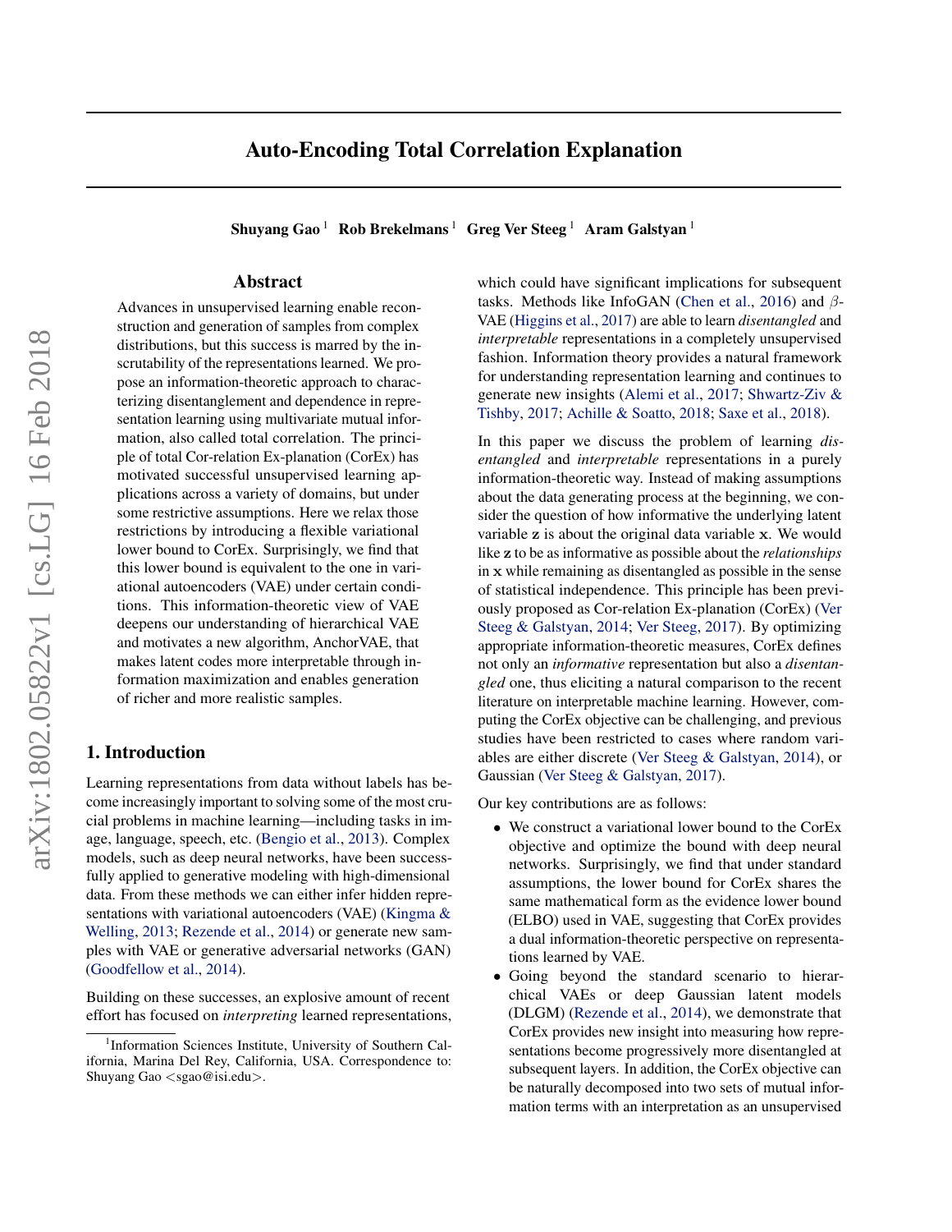# Auto-Encoding Total Correlation Explanation

**Shuyang Gao** [1] **Rob Brekelmans** [1] **Greg Ver Steeg** [1] **Aram Galstyan** [1]

## Abstract

Advances in unsupervised learning enable reconstruction and generation of samples from complex distributions, but this success is marred by the inscrutability of the representations learned. We propose an information-theoretic approach to characterizing disentanglement and dependence in representation learning using multivariate mutual information, also called total correlation. The principle of total Cor-relation Ex-planation (CorEx) has motivated successful unsupervised learning applications across a variety of domains, but under some restrictive assumptions. Here we relax those restrictions by introducing a flexible variational lower bound to CorEx. Surprisingly, we find that this lower bound is equivalent to the one in variational autoencoders (VAE) under certain conditions. This information-theoretic view of VAE deepens our understanding of hierarchical VAE and motivates a new algorithm, AnchorVAE, that makes latent codes more interpretable through information maximization and enables generation of richer and more realistic samples.

## 1. Introduction

Learning representations from data without labels has become increasingly important to solving some of the most crucial problems in machine learning—including tasks in image, language, speech, etc. (Bengio et al., 2013). Complex models, such as deep neural networks, have been successfully applied to generative modeling with high-dimensional data. From these methods we can either infer hidden representations with variational autoencoders (VAE) (Kingma & Welling, 2013; Rezende et al., 2014) or generate new samples with VAE or generative adversarial networks (GAN) (Goodfellow et al., 2014).

Building on these successes, an explosive amount of recent effort has focused on *interpreting* learned representations, which could have significant implications for subsequent tasks. Methods like InfoGAN (Chen et al., 2016) and $\beta$-VAE (Higgins et al., 2017) are able to learn *disentangled* and *interpretable* representations in a completely unsupervised fashion. Information theory provides a natural framework for understanding representation learning and continues to generate new insights (Alemi et al., 2017; Shwartz-Ziv & Tishby, 2017; Achille & Soatto, 2018; Saxe et al., 2018).

In this paper we discuss the problem of learning *disentangled* and *interpretable* representations in a purely information-theoretic way. Instead of making assumptions about the data generating process at the beginning, we consider the question of how informative the underlying latent variable $\mathbf{z}$ is about the original data variable $\mathbf{x}$. We would like $\mathbf{z}$ to be as informative as possible about the *relationships* in $\mathbf{x}$ while remaining as disentangled as possible in the sense of statistical independence. This principle has been previously proposed as Cor-relation Ex-planation (CorEx) (Ver Steeg & Galstyan, 2014; Ver Steeg, 2017). By optimizing appropriate information-theoretic measures, CorEx defines not only an *informative* representation but also a *disentangled* one, thus eliciting a natural comparison to the recent literature on interpretable machine learning. However, computing the CorEx objective can be challenging, and previous studies have been restricted to cases where random variables are either discrete (Ver Steeg & Galstyan, 2014), or Gaussian (Ver Steeg & Galstyan, 2017).

Our key contributions are as follows:

- We construct a variational lower bound to the CorEx objective and optimize the bound with deep neural networks. Surprisingly, we find that under standard assumptions, the lower bound for CorEx shares the same mathematical form as the evidence lower bound (ELBO) used in VAE, suggesting that CorEx provides a dual information-theoretic perspective on representations learned by VAE.
- Going beyond the standard scenario to hierarchical VAEs or deep Gaussian latent models (DLGM) (Rezende et al., 2014), we demonstrate that CorEx provides new insight into measuring how representations become progressively more disentangled at subsequent layers. In addition, the CorEx objective can be naturally decomposed into two sets of mutual information terms with an interpretation as an unsupervised

[1]Information Sciences Institute, University of Southern California, Marina Del Rey, California, USA. Correspondence to: Shuyang Gao <sgao@isi.edu>.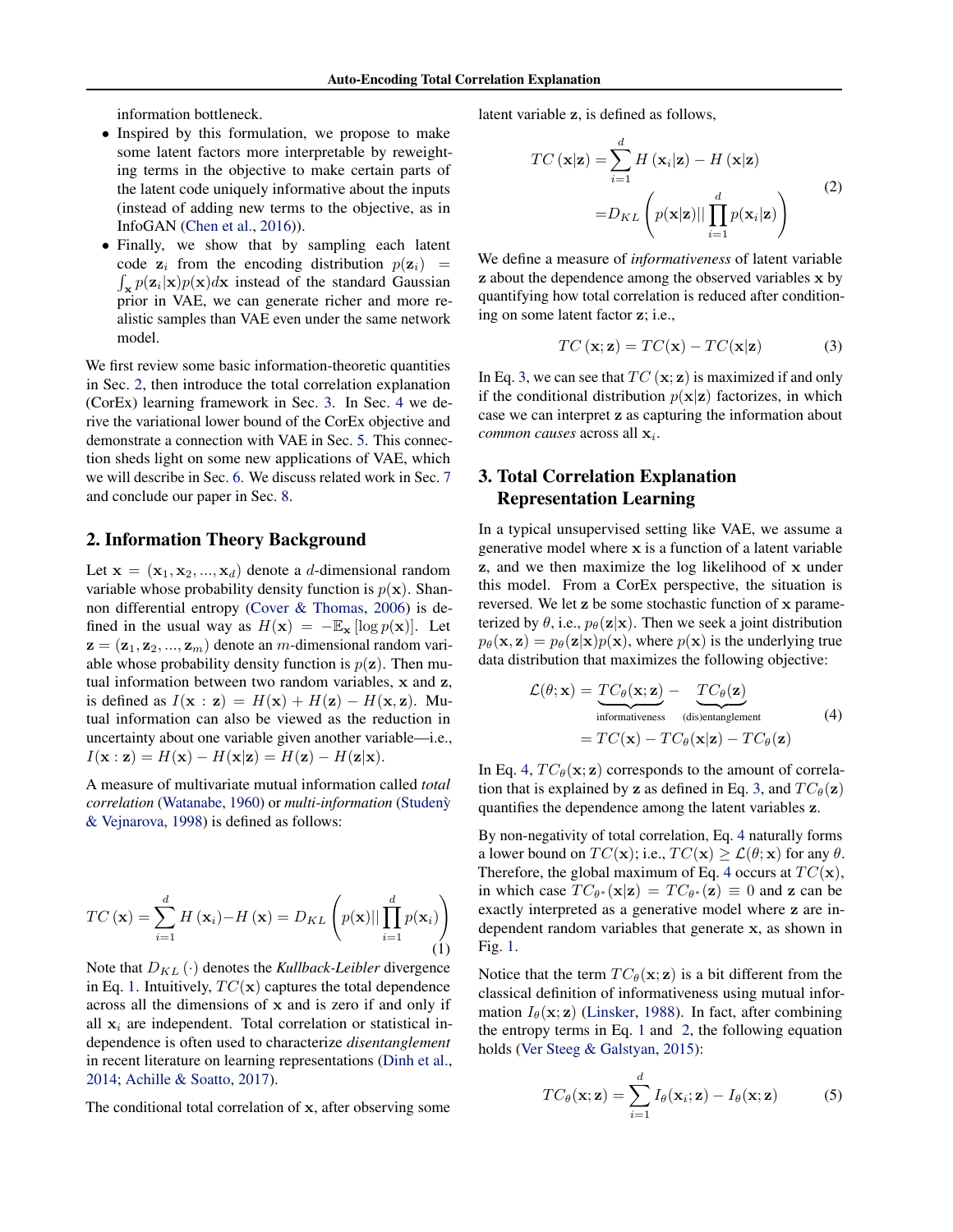information bottleneck.

- Inspired by this formulation, we propose to make some latent factors more interpretable by reweighting terms in the objective to make certain parts of the latent code uniquely informative about the inputs (instead of adding new terms to the objective, as in InfoGAN (Chen et al., 2016)).
- Finally, we show that by sampling each latent code $\mathbf{z}_i$ from the encoding distribution $p(\mathbf{z}_i) = \int_{\mathbf{x}} p(\mathbf{z}_i|\mathbf{x})p(\mathbf{x})d\mathbf{x}$ instead of the standard Gaussian prior in VAE, we can generate richer and more realistic samples than VAE even under the same network model.

We first review some basic information-theoretic quantities in Sec. 2, then introduce the total correlation explanation (CorEx) learning framework in Sec. 3. In Sec. 4 we derive the variational lower bound of the CorEx objective and demonstrate a connection with VAE in Sec. 5. This connection sheds light on some new applications of VAE, which we will describe in Sec. 6. We discuss related work in Sec. 7 and conclude our paper in Sec. 8.

## 2. Information Theory Background

Let $\mathbf{x} = (\mathbf{x}_1, \mathbf{x}_2, ..., \mathbf{x}_d)$ denote a $d$-dimensional random variable whose probability density function is $p(\mathbf{x})$. Shannon differential entropy (Cover & Thomas, 2006) is defined in the usual way as $H(\mathbf{x}) = -\mathbb{E}_{\mathbf{x}}[\log p(\mathbf{x})]$. Let $\mathbf{z} = (\mathbf{z}_1, \mathbf{z}_2, ..., \mathbf{z}_m)$ denote an $m$-dimensional random variable whose probability density function is $p(\mathbf{z})$. Then mutual information between two random variables, $\mathbf{x}$ and $\mathbf{z}$, is defined as $I(\mathbf{x} : \mathbf{z}) = H(\mathbf{x}) + H(\mathbf{z}) - H(\mathbf{x}, \mathbf{z})$. Mutual information can also be viewed as the reduction in uncertainty about one variable given another variable—i.e., $I(\mathbf{x} : \mathbf{z}) = H(\mathbf{x}) - H(\mathbf{x}|\mathbf{z}) = H(\mathbf{z}) - H(\mathbf{z}|\mathbf{x})$.

A measure of multivariate mutual information called *total correlation* (Watanabe, 1960) or *multi-information* (Studený & Vejnarova, 1998) is defined as follows:

$$TC(\mathbf{x}) = \sum_{i=1}^{d} H(\mathbf{x}_i) - H(\mathbf{x}) = D_{KL}\left(p(\mathbf{x}) || \prod_{i=1}^{d} p(\mathbf{x}_i)\right) \tag{1}$$

Note that $D_{KL}(\cdot)$ denotes the *Kullback-Leibler* divergence in Eq. 1. Intuitively, $TC(\mathbf{x})$ captures the total dependence across all the dimensions of $\mathbf{x}$ and is zero if and only if all $\mathbf{x}_i$ are independent. Total correlation or statistical independence is often used to characterize *disentanglement* in recent literature on learning representations (Dinh et al., 2014; Achille & Soatto, 2017).

The conditional total correlation of $\mathbf{x}$, after observing some latent variable $\mathbf{z}$, is defined as follows,

$$\begin{aligned} TC(\mathbf{x}|\mathbf{z}) &= \sum_{i=1}^{d} H(\mathbf{x}_i|\mathbf{z}) - H(\mathbf{x}|\mathbf{z}) \\ &= D_{KL}\left(p(\mathbf{x}|\mathbf{z}) || \prod_{i=1}^{d} p(\mathbf{x}_i|\mathbf{z})\right) \end{aligned} \tag{2}$$

We define a measure of *informativeness* of latent variable $\mathbf{z}$ about the dependence among the observed variables $\mathbf{x}$ by quantifying how total correlation is reduced after conditioning on some latent factor $\mathbf{z}$; i.e.,

$$TC(\mathbf{x}; \mathbf{z}) = TC(\mathbf{x}) - TC(\mathbf{x}|\mathbf{z}) \tag{3}$$

In Eq. 3, we can see that $TC(\mathbf{x}; \mathbf{z})$ is maximized if and only if the conditional distribution $p(\mathbf{x}|\mathbf{z})$ factorizes, in which case we can interpret $\mathbf{z}$ as capturing the information about *common causes* across all $\mathbf{x}_i$.

## 3. Total Correlation Explanation Representation Learning

In a typical unsupervised setting like VAE, we assume a generative model where $\mathbf{x}$ is a function of a latent variable $\mathbf{z}$, and we then maximize the log likelihood of $\mathbf{x}$ under this model. From a CorEx perspective, the situation is reversed. We let $\mathbf{z}$ be some stochastic function of $\mathbf{x}$ parameterized by $\theta$, i.e., $p_\theta(\mathbf{z}|\mathbf{x})$. Then we seek a joint distribution $p_\theta(\mathbf{x}, \mathbf{z}) = p_\theta(\mathbf{z}|\mathbf{x})p(\mathbf{x})$, where $p(\mathbf{x})$ is the underlying true data distribution that maximizes the following objective:

$$\begin{aligned} \mathcal{L}(\theta; \mathbf{x}) &= \underbrace{TC_\theta(\mathbf{x}; \mathbf{z})}_{\text{informativeness}} - \underbrace{TC_\theta(\mathbf{z})}_{\text{(dis)entanglement}} \\ &= TC(\mathbf{x}) - TC_\theta(\mathbf{x}|\mathbf{z}) - TC_\theta(\mathbf{z}) \end{aligned} \tag{4}$$

In Eq. 4, $TC_\theta(\mathbf{x}; \mathbf{z})$ corresponds to the amount of correlation that is explained by $\mathbf{z}$ as defined in Eq. 3, and $TC_\theta(\mathbf{z})$ quantifies the dependence among the latent variables $\mathbf{z}$.

By non-negativity of total correlation, Eq. 4 naturally forms a lower bound on $TC(\mathbf{x})$; i.e., $TC(\mathbf{x}) \geq \mathcal{L}(\theta; \mathbf{x})$ for any $\theta$. Therefore, the global maximum of Eq. 4 occurs at $TC(\mathbf{x})$, in which case $TC_{\theta^*}(\mathbf{x}|\mathbf{z}) = TC_{\theta^*}(\mathbf{z}) \equiv 0$ and $\mathbf{z}$ can be exactly interpreted as a generative model where $\mathbf{z}$ are independent random variables that generate $\mathbf{x}$, as shown in Fig. 1.

Notice that the term $TC_\theta(\mathbf{x}; \mathbf{z})$ is a bit different from the classical definition of informativeness using mutual information $I_\theta(\mathbf{x}; \mathbf{z})$ (Linsker, 1988). In fact, after combining the entropy terms in Eq. 1 and 2, the following equation holds (Ver Steeg & Galstyan, 2015):

$$TC_\theta(\mathbf{x}; \mathbf{z}) = \sum_{i=1}^{d} I_\theta(\mathbf{x}_i; \mathbf{z}) - I_\theta(\mathbf{x}; \mathbf{z}) \tag{5}$$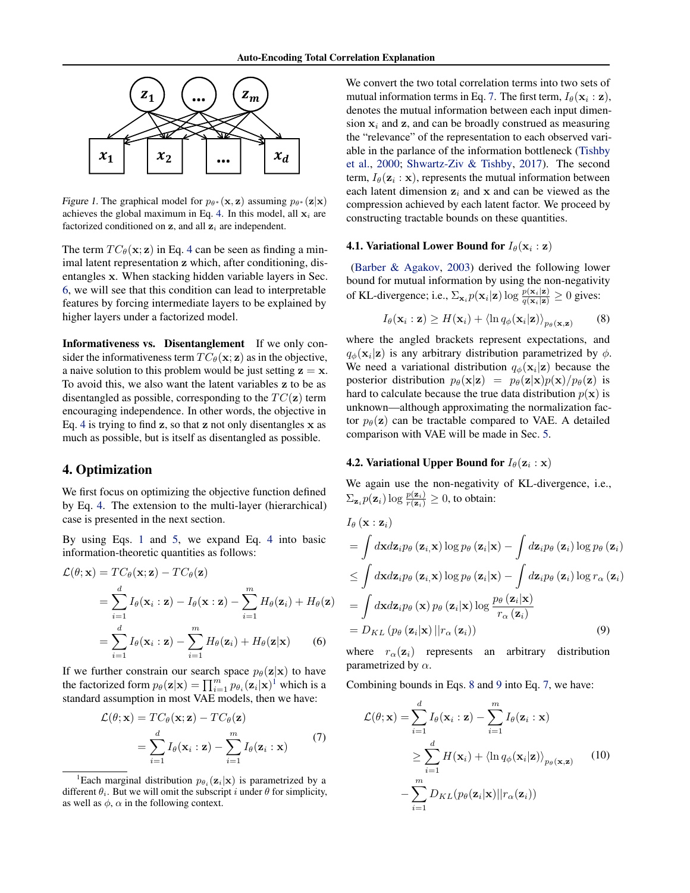*Figure 1.* The graphical model for $p_{\theta^*}(\mathbf{x}, \mathbf{z})$ assuming $p_{\theta^*}(\mathbf{z}|\mathbf{x})$ achieves the global maximum in Eq. 4. In this model, all $\mathbf{x}_i$ are factorized conditioned on $\mathbf{z}$, and all $\mathbf{z}_i$ are independent.

The term $TC_\theta(\mathbf{x}; \mathbf{z})$ in Eq. 4 can be seen as finding a minimal latent representation $\mathbf{z}$ which, after conditioning, disentangles $\mathbf{x}$. When stacking hidden variable layers in Sec. 6, we will see that this condition can lead to interpretable features by forcing intermediate layers to be explained by higher layers under a factorized model.

**Informativeness vs. Disentanglement** If we only consider the informativeness term $TC_\theta(\mathbf{x}; \mathbf{z})$ as in the objective, a naive solution to this problem would be just setting $\mathbf{z} = \mathbf{x}$. To avoid this, we also want the latent variables $\mathbf{z}$ to be as disentangled as possible, corresponding to the $TC(\mathbf{z})$ term encouraging independence. In other words, the objective in Eq. 4 is trying to find $\mathbf{z}$, so that $\mathbf{z}$ not only disentangles $\mathbf{x}$ as much as possible, but is itself as disentangled as possible.

## 4. Optimization

We first focus on optimizing the objective function defined by Eq. 4. The extension to the multi-layer (hierarchical) case is presented in the next section.

By using Eqs. 1 and 5, we expand Eq. 4 into basic information-theoretic quantities as follows:

$$
\begin{aligned}
\mathcal{L}(\theta; \mathbf{x}) &= TC_\theta(\mathbf{x}; \mathbf{z}) - TC_\theta(\mathbf{z}) \\
&= \sum_{i=1}^{d} I_\theta(\mathbf{x}_i : \mathbf{z}) - I_\theta(\mathbf{x} : \mathbf{z}) - \sum_{i=1}^{m} H_\theta(\mathbf{z}_i) + H_\theta(\mathbf{z}) \\
&= \sum_{i=1}^{d} I_\theta(\mathbf{x}_i : \mathbf{z}) - \sum_{i=1}^{m} H_\theta(\mathbf{z}_i) + H_\theta(\mathbf{z}|\mathbf{x}) \qquad (6)
\end{aligned}
$$

If we further constrain our search space $p_\theta(\mathbf{z}|\mathbf{x})$ to have the factorized form $p_\theta(\mathbf{z}|\mathbf{x}) = \prod_{i=1}^{m} p_{\theta_i}(\mathbf{z}_i|\mathbf{x})$[1] which is a standard assumption in most VAE models, then we have:

$$
\begin{aligned}
\mathcal{L}(\theta; \mathbf{x}) &= TC_\theta(\mathbf{x}; \mathbf{z}) - TC_\theta(\mathbf{z}) \\
&= \sum_{i=1}^{d} I_\theta(\mathbf{x}_i : \mathbf{z}) - \sum_{i=1}^{m} I_\theta(\mathbf{z}_i : \mathbf{x})
\end{aligned} \qquad (7)
$$

[1]Each marginal distribution $p_{\theta_i}(\mathbf{z}_i|\mathbf{x})$ is parametrized by a different $\theta_i$. But we will omit the subscript $i$ under $\theta$ for simplicity, as well as $\phi$, $\alpha$ in the following context.

We convert the two total correlation terms into two sets of mutual information terms in Eq. 7. The first term, $I_\theta(\mathbf{x}_i : \mathbf{z})$, denotes the mutual information between each input dimension $\mathbf{x}_i$ and $\mathbf{z}$, and can be broadly construed as measuring the "relevance" of the representation to each observed variable in the parlance of the information bottleneck (Tishby et al., 2000; Shwartz-Ziv & Tishby, 2017). The second term, $I_\theta(\mathbf{z}_i : \mathbf{x})$, represents the mutual information between each latent dimension $\mathbf{z}_i$ and $\mathbf{x}$ and can be viewed as the compression achieved by each latent factor. We proceed by constructing tractable bounds on these quantities.

### 4.1. Variational Lower Bound for $I_\theta(\mathbf{x}_i : \mathbf{z})$

(Barber & Agakov, 2003) derived the following lower bound for mutual information by using the non-negativity of KL-divergence; i.e., $\Sigma_{\mathbf{x}_i} p(\mathbf{x}_i|\mathbf{z}) \log \frac{p(\mathbf{x}_i|\mathbf{z})}{q(\mathbf{x}_i|\mathbf{z})} \geq 0$ gives:

$$
I_\theta(\mathbf{x}_i : \mathbf{z}) \geq H(\mathbf{x}_i) + \langle \ln q_\phi(\mathbf{x}_i|\mathbf{z}) \rangle_{p_\theta(\mathbf{x}, \mathbf{z})} \qquad (8)
$$

where the angled brackets represent expectations, and $q_\phi(\mathbf{x}_i|\mathbf{z})$ is any arbitrary distribution parametrized by $\phi$. We need a variational distribution $q_\phi(\mathbf{x}_i|\mathbf{z})$ because the posterior distribution $p_\theta(\mathbf{x}|\mathbf{z}) = p_\theta(\mathbf{z}|\mathbf{x})p(\mathbf{x})/p_\theta(\mathbf{z})$ is hard to calculate because the true data distribution $p(\mathbf{x})$ is unknown—although approximating the normalization factor $p_\theta(\mathbf{z})$ can be tractable compared to VAE. A detailed comparison with VAE will be made in Sec. 5.

### 4.2. Variational Upper Bound for $I_\theta(\mathbf{z}_i : \mathbf{x})$

We again use the non-negativity of KL-divergence, i.e., $\Sigma_{\mathbf{z}_i} p(\mathbf{z}_i) \log \frac{p(\mathbf{z}_i)}{r(\mathbf{z}_i)} \geq 0$, to obtain:

$$
\begin{aligned}
& I_\theta(\mathbf{x} : \mathbf{z}_i) \\
&= \int d\mathbf{x} d\mathbf{z}_i p_\theta(\mathbf{z}_i, \mathbf{x}) \log p_\theta(\mathbf{z}_i|\mathbf{x}) - \int d\mathbf{z}_i p_\theta(\mathbf{z}_i) \log p_\theta(\mathbf{z}_i) \\
&\leq \int d\mathbf{x} d\mathbf{z}_i p_\theta(\mathbf{z}_i, \mathbf{x}) \log p_\theta(\mathbf{z}_i|\mathbf{x}) - \int d\mathbf{z}_i p_\theta(\mathbf{z}_i) \log r_\alpha(\mathbf{z}_i) \\
&= \int d\mathbf{x} d\mathbf{z}_i p_\theta(\mathbf{x}) p_\theta(\mathbf{z}_i|\mathbf{x}) \log \frac{p_\theta(\mathbf{z}_i|\mathbf{x})}{r_\alpha(\mathbf{z}_i)} \\
&= D_{KL}(p_\theta(\mathbf{z}_i|\mathbf{x}) || r_\alpha(\mathbf{z}_i)) \qquad (9)
\end{aligned}
$$

where $r_\alpha(\mathbf{z}_i)$ represents an arbitrary distribution parametrized by $\alpha$.

Combining bounds in Eqs. 8 and 9 into Eq. 7, we have:

$$
\begin{aligned}
\mathcal{L}(\theta; \mathbf{x}) &= \sum_{i=1}^{d} I_\theta(\mathbf{x}_i : \mathbf{z}) - \sum_{i=1}^{m} I_\theta(\mathbf{z}_i : \mathbf{x}) \\
&\geq \sum_{i=1}^{d} H(\mathbf{x}_i) + \langle \ln q_\phi(\mathbf{x}_i|\mathbf{z}) \rangle_{p_\theta(\mathbf{x}, \mathbf{z})} \qquad (10) \\
&\quad - \sum_{i=1}^{m} D_{KL}(p_\theta(\mathbf{z}_i|\mathbf{x}) || r_\alpha(\mathbf{z}_i))
\end{aligned}
$$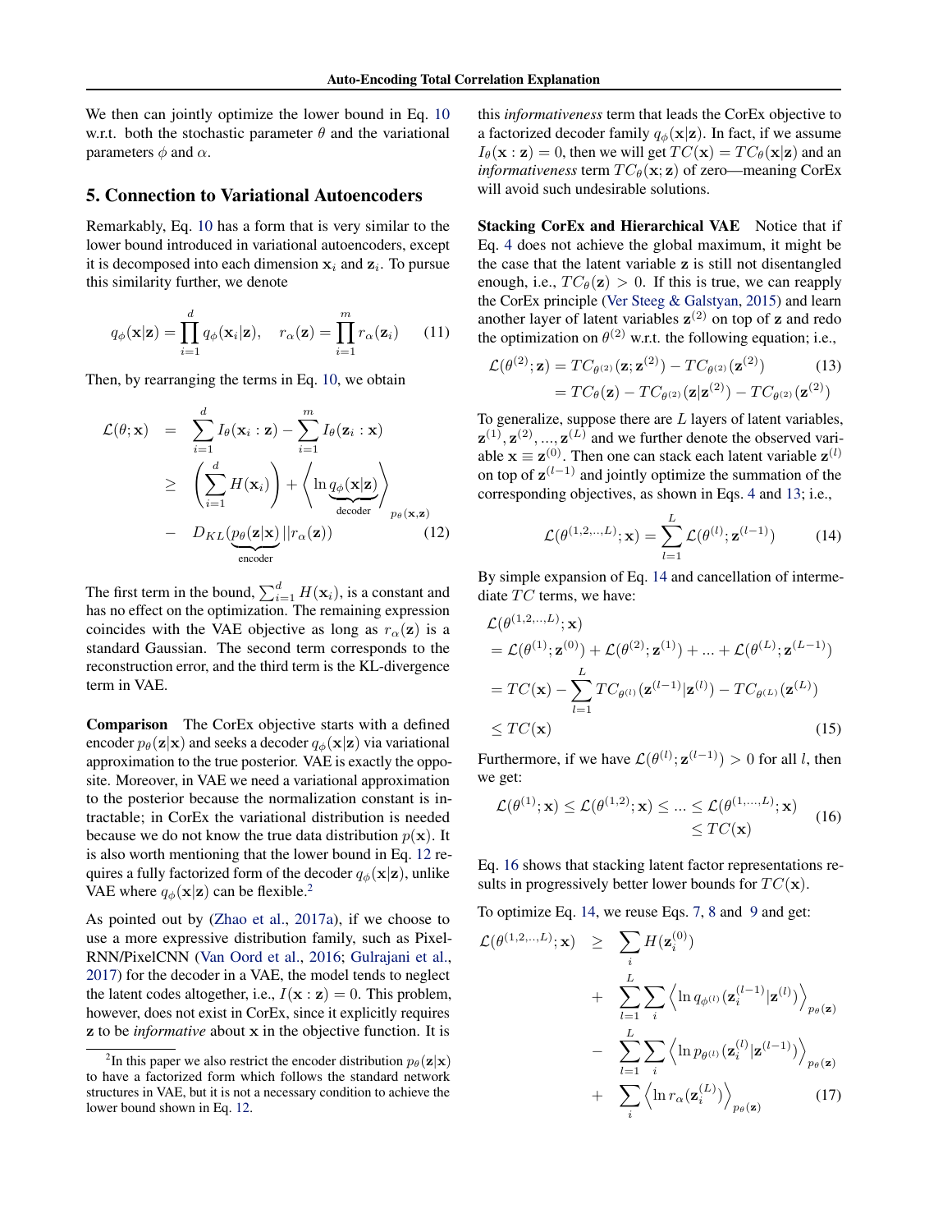We then can jointly optimize the lower bound in Eq. 10 w.r.t. both the stochastic parameter $\theta$ and the variational parameters $\phi$ and $\alpha$.

## 5. Connection to Variational Autoencoders

Remarkably, Eq. 10 has a form that is very similar to the lower bound introduced in variational autoencoders, except it is decomposed into each dimension $\mathbf{x}_i$ and $\mathbf{z}_i$. To pursue this similarity further, we denote

$$q_\phi(\mathbf{x}|\mathbf{z}) = \prod_{i=1}^{d} q_\phi(\mathbf{x}_i|\mathbf{z}), \quad r_\alpha(\mathbf{z}) = \prod_{i=1}^{m} r_\alpha(\mathbf{z}_i) \tag{11}$$

Then, by rearranging the terms in Eq. 10, we obtain

$$\begin{aligned}
\mathcal{L}(\theta; \mathbf{x}) &= \sum_{i=1}^{d} I_\theta(\mathbf{x}_i : \mathbf{z}) - \sum_{i=1}^{m} I_\theta(\mathbf{z}_i : \mathbf{x}) \\
&\geq \left(\sum_{i=1}^{d} H(\mathbf{x}_i)\right) + \left\langle \ln \underbrace{q_\phi(\mathbf{x}|\mathbf{z})}_{\text{decoder}} \right\rangle_{p_\theta(\mathbf{x},\mathbf{z})} \\
&\quad - D_{KL}(\underbrace{p_\theta(\mathbf{z}|\mathbf{x})}_{\text{encoder}} || r_\alpha(\mathbf{z}))
\end{aligned} \tag{12}$$

The first term in the bound, $\sum_{i=1}^{d} H(\mathbf{x}_i)$, is a constant and has no effect on the optimization. The remaining expression coincides with the VAE objective as long as $r_\alpha(\mathbf{z})$ is a standard Gaussian. The second term corresponds to the reconstruction error, and the third term is the KL-divergence term in VAE.

**Comparison** The CorEx objective starts with a defined encoder $p_\theta(\mathbf{z}|\mathbf{x})$ and seeks a decoder $q_\phi(\mathbf{x}|\mathbf{z})$ via variational approximation to the true posterior. VAE is exactly the opposite. Moreover, in VAE we need a variational approximation to the posterior because the normalization constant is intractable; in CorEx the variational distribution is needed because we do not know the true data distribution $p(\mathbf{x})$. It is also worth mentioning that the lower bound in Eq. 12 requires a fully factorized form of the decoder $q_\phi(\mathbf{x}|\mathbf{z})$, unlike VAE where $q_\phi(\mathbf{x}|\mathbf{z})$ can be flexible.[2]

As pointed out by (Zhao et al., 2017a), if we choose to use a more expressive distribution family, such as PixelRNN/PixelCNN (Van Oord et al., 2016; Gulrajani et al., 2017) for the decoder in a VAE, the model tends to neglect the latent codes altogether, i.e., $I(\mathbf{x} : \mathbf{z}) = 0$. This problem, however, does not exist in CorEx, since it explicitly requires $\mathbf{z}$ to be *informative* about $\mathbf{x}$ in the objective function. It is this *informativeness* term that leads the CorEx objective to a factorized decoder family $q_\phi(\mathbf{x}|\mathbf{z})$. In fact, if we assume $I_\theta(\mathbf{x} : \mathbf{z}) = 0$, then we will get $TC(\mathbf{x}) = TC_\theta(\mathbf{x}|\mathbf{z})$ and an *informativeness* term $TC_\theta(\mathbf{x}; \mathbf{z})$ of zero—meaning CorEx will avoid such undesirable solutions.

**Stacking CorEx and Hierarchical VAE** Notice that if Eq. 4 does not achieve the global maximum, it might be the case that the latent variable $\mathbf{z}$ is still not disentangled enough, i.e., $TC_\theta(\mathbf{z}) > 0$. If this is true, we can reapply the CorEx principle (Ver Steeg & Galstyan, 2015) and learn another layer of latent variables $\mathbf{z}^{(2)}$ on top of $\mathbf{z}$ and redo the optimization on $\theta^{(2)}$ w.r.t. the following equation; i.e.,

$$\begin{aligned}
\mathcal{L}(\theta^{(2)}; \mathbf{z}) &= TC_{\theta^{(2)}}(\mathbf{z}; \mathbf{z}^{(2)}) - TC_{\theta^{(2)}}(\mathbf{z}^{(2)}) \\
&= TC_\theta(\mathbf{z}) - TC_{\theta^{(2)}}(\mathbf{z}|\mathbf{z}^{(2)}) - TC_{\theta^{(2)}}(\mathbf{z}^{(2)})
\end{aligned} \tag{13}$$

To generalize, suppose there are $L$ layers of latent variables, $\mathbf{z}^{(1)}, \mathbf{z}^{(2)}, ..., \mathbf{z}^{(L)}$ and we further denote the observed variable $\mathbf{x} \equiv \mathbf{z}^{(0)}$. Then one can stack each latent variable $\mathbf{z}^{(l)}$ on top of $\mathbf{z}^{(l-1)}$ and jointly optimize the summation of the corresponding objectives, as shown in Eqs. 4 and 13; i.e.,

$$\mathcal{L}(\theta^{(1,2,..,L)}; \mathbf{x}) = \sum_{l=1}^{L} \mathcal{L}(\theta^{(l)}; \mathbf{z}^{(l-1)}) \tag{14}$$

By simple expansion of Eq. 14 and cancellation of intermediate $TC$ terms, we have:

$$\begin{aligned}
&\mathcal{L}(\theta^{(1,2,..,L)}; \mathbf{x}) \\
&= \mathcal{L}(\theta^{(1)}; \mathbf{z}^{(0)}) + \mathcal{L}(\theta^{(2)}; \mathbf{z}^{(1)}) + ... + \mathcal{L}(\theta^{(L)}; \mathbf{z}^{(L-1)}) \\
&= TC(\mathbf{x}) - \sum_{l=1}^{L} TC_{\theta^{(l)}}(\mathbf{z}^{(l-1)}|\mathbf{z}^{(l)}) - TC_{\theta^{(L)}}(\mathbf{z}^{(L)}) \\
&\leq TC(\mathbf{x})
\end{aligned} \tag{15}$$

Furthermore, if we have $\mathcal{L}(\theta^{(l)}; \mathbf{z}^{(l-1)}) > 0$ for all $l$, then we get:

$$\begin{aligned}
\mathcal{L}(\theta^{(1)}; \mathbf{x}) \leq \mathcal{L}(\theta^{(1,2)}; \mathbf{x}) \leq ... \leq \mathcal{L}(\theta^{(1,...,L)}; \mathbf{x}) \\
\leq TC(\mathbf{x})
\end{aligned} \tag{16}$$

Eq. 16 shows that stacking latent factor representations results in progressively better lower bounds for $TC(\mathbf{x})$.

To optimize Eq. 14, we reuse Eqs. 7, 8 and 9 and get:

$$\begin{aligned}
\mathcal{L}(\theta^{(1,2,..,L)}; \mathbf{x}) \geq & \sum_i H(\mathbf{z}_i^{(0)}) \\
&+ \sum_{l=1}^{L} \sum_i \left\langle \ln q_{\phi^{(l)}}(\mathbf{z}_i^{(l-1)}|\mathbf{z}^{(l)}) \right\rangle_{p_\theta(\mathbf{z})} \\
&- \sum_{l=1}^{L} \sum_i \left\langle \ln p_{\theta^{(l)}}(\mathbf{z}_i^{(l)}|\mathbf{z}^{(l-1)}) \right\rangle_{p_\theta(\mathbf{z})} \\
&+ \sum_i \left\langle \ln r_\alpha(\mathbf{z}_i^{(L)}) \right\rangle_{p_\theta(\mathbf{z})}
\end{aligned} \tag{17}$$

[2]In this paper we also restrict the encoder distribution $p_\theta(\mathbf{z}|\mathbf{x})$ to have a factorized form which follows the standard network structures in VAE, but it is not a necessary condition to achieve the lower bound shown in Eq. 12.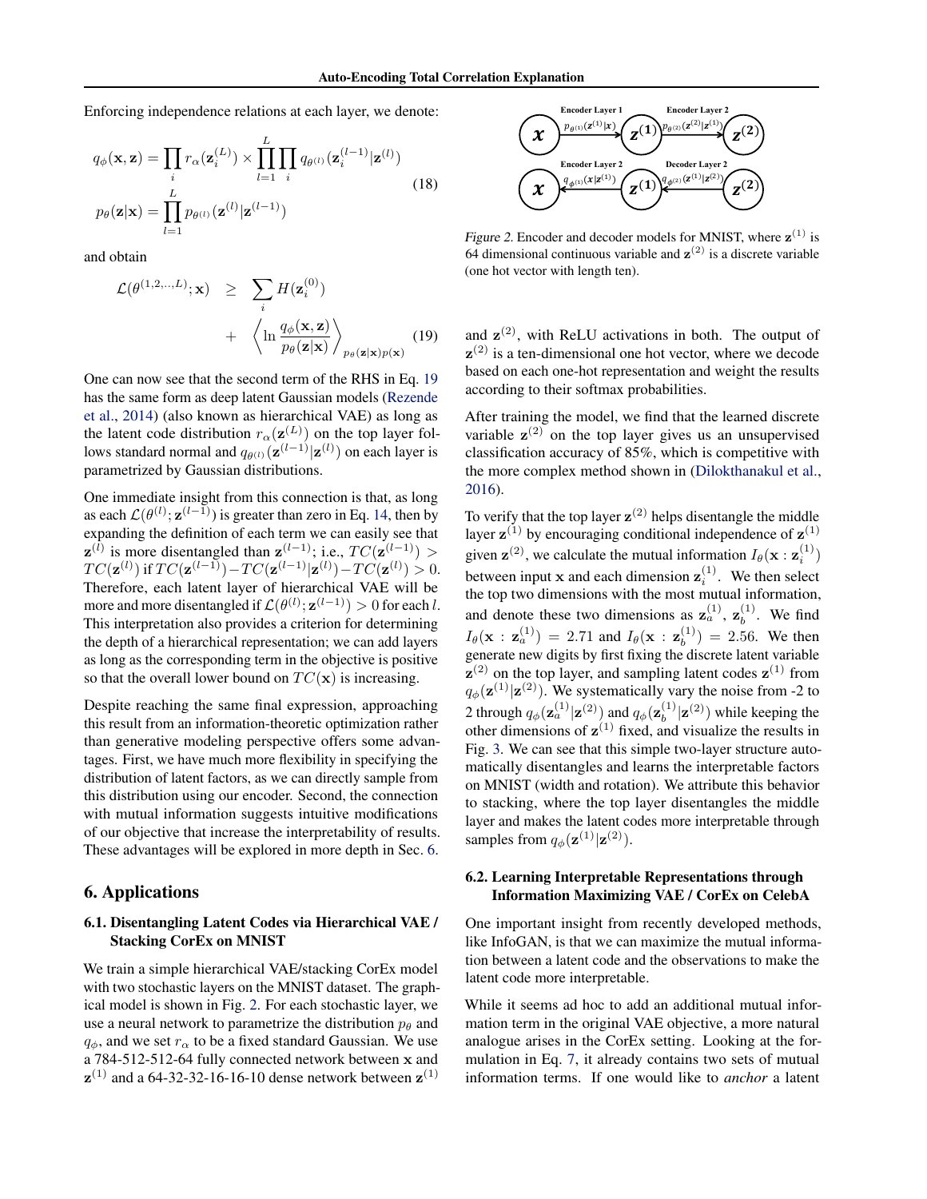Enforcing independence relations at each layer, we denote:

$$
\begin{aligned}
q_\phi(\mathbf{x}, \mathbf{z}) &= \prod_i r_\alpha(\mathbf{z}_i^{(L)}) \times \prod_{l=1}^{L} \prod_i q_{\theta^{(l)}}(\mathbf{z}_i^{(l-1)} | \mathbf{z}^{(l)}) \\
p_\theta(\mathbf{z}|\mathbf{x}) &= \prod_{l=1}^{L} p_{\theta^{(l)}}(\mathbf{z}^{(l)} | \mathbf{z}^{(l-1)})
\end{aligned}
\tag{18}
$$

and obtain

$$
\begin{aligned}
\mathcal{L}(\theta^{(1,2,..,L)}; \mathbf{x}) \quad \geq \quad & \sum_i H(\mathbf{z}_i^{(0)}) \\
& + \quad \left\langle \ln \frac{q_\phi(\mathbf{x}, \mathbf{z})}{p_\theta(\mathbf{z}|\mathbf{x})} \right\rangle_{p_\theta(\mathbf{z}|\mathbf{x})p(\mathbf{x})}
\end{aligned}
\tag{19}
$$

One can now see that the second term of the RHS in Eq. 19 has the same form as deep latent Gaussian models (Rezende et al., 2014) (also known as hierarchical VAE) as long as the latent code distribution $r_\alpha(\mathbf{z}^{(L)})$ on the top layer follows standard normal and $q_{\theta^{(l)}}(\mathbf{z}^{(l-1)}|\mathbf{z}^{(l)})$ on each layer is parametrized by Gaussian distributions.

One immediate insight from this connection is that, as long as each $\mathcal{L}(\theta^{(l)}; \mathbf{z}^{(l-1)})$ is greater than zero in Eq. 14, then by expanding the definition of each term we can easily see that $\mathbf{z}^{(l)}$ is more disentangled than $\mathbf{z}^{(l-1)}$; i.e., $TC(\mathbf{z}^{(l-1)}) > TC(\mathbf{z}^{(l)})$ if $TC(\mathbf{z}^{(l-1)}) - TC(\mathbf{z}^{(l-1)}|\mathbf{z}^{(l)}) - TC(\mathbf{z}^{(l)}) > 0$. Therefore, each latent layer of hierarchical VAE will be more and more disentangled if $\mathcal{L}(\theta^{(l)}; \mathbf{z}^{(l-1)}) > 0$ for each $l$. This interpretation also provides a criterion for determining the depth of a hierarchical representation; we can add layers as long as the corresponding term in the objective is positive so that the overall lower bound on $TC(\mathbf{x})$ is increasing.

Despite reaching the same final expression, approaching this result from an information-theoretic optimization rather than generative modeling perspective offers some advantages. First, we have much more flexibility in specifying the distribution of latent factors, as we can directly sample from this distribution using our encoder. Second, the connection with mutual information suggests intuitive modifications of our objective that increase the interpretability of results. These advantages will be explored in more depth in Sec. 6.

## 6. Applications

### 6.1. Disentangling Latent Codes via Hierarchical VAE / Stacking CorEx on MNIST

We train a simple hierarchical VAE/stacking CorEx model with two stochastic layers on the MNIST dataset. The graphical model is shown in Fig. 2. For each stochastic layer, we use a neural network to parametrize the distribution $p_\theta$ and $q_\phi$, and we set $r_\alpha$ to be a fixed standard Gaussian. We use a 784-512-512-64 fully connected network between $\mathbf{x}$ and $\mathbf{z}^{(1)}$ and a 64-32-32-16-16-10 dense network between $\mathbf{z}^{(1)}$ and $\mathbf{z}^{(2)}$, with ReLU activations in both. The output of $\mathbf{z}^{(2)}$ is a ten-dimensional one hot vector, where we decode based on each one-hot representation and weight the results according to their softmax probabilities.

Encoder Layer 1: $p_{\theta^{(1)}}(\mathbf{z}^{(1)}|\mathbf{x})$; Encoder Layer 2: $p_{\theta^{(2)}}(\mathbf{z}^{(2)}|\mathbf{z}^{(1)})$; Encoder Layer 2: $q_{\phi^{(1)}}(\mathbf{x}|\mathbf{z}^{(1)})$; Decoder Layer 2: $q_{\phi^{(2)}}(\mathbf{z}^{(1)}|\mathbf{z}^{(2)})$

*Figure 2.* Encoder and decoder models for MNIST, where $\mathbf{z}^{(1)}$ is 64 dimensional continuous variable and $\mathbf{z}^{(2)}$ is a discrete variable (one hot vector with length ten).

After training the model, we find that the learned discrete variable $\mathbf{z}^{(2)}$ on the top layer gives us an unsupervised classification accuracy of 85%, which is competitive with the more complex method shown in (Dilokthanakul et al., 2016).

To verify that the top layer $\mathbf{z}^{(2)}$ helps disentangle the middle layer $\mathbf{z}^{(1)}$ by encouraging conditional independence of $\mathbf{z}^{(1)}$ given $\mathbf{z}^{(2)}$, we calculate the mutual information $I_\theta(\mathbf{x} : \mathbf{z}_i^{(1)})$ between input $\mathbf{x}$ and each dimension $\mathbf{z}_i^{(1)}$. We then select the top two dimensions with the most mutual information, and denote these two dimensions as $\mathbf{z}_a^{(1)}$, $\mathbf{z}_b^{(1)}$. We find $I_\theta(\mathbf{x} : \mathbf{z}_a^{(1)}) = 2.71$ and $I_\theta(\mathbf{x} : \mathbf{z}_b^{(1)}) = 2.56$. We then generate new digits by first fixing the discrete latent variable $\mathbf{z}^{(2)}$ on the top layer, and sampling latent codes $\mathbf{z}^{(1)}$ from $q_\phi(\mathbf{z}^{(1)}|\mathbf{z}^{(2)})$. We systematically vary the noise from -2 to 2 through $q_\phi(\mathbf{z}_a^{(1)}|\mathbf{z}^{(2)})$ and $q_\phi(\mathbf{z}_b^{(1)}|\mathbf{z}^{(2)})$ while keeping the other dimensions of $\mathbf{z}^{(1)}$ fixed, and visualize the results in Fig. 3. We can see that this simple two-layer structure automatically disentangles and learns the interpretable factors on MNIST (width and rotation). We attribute this behavior to stacking, where the top layer disentangles the middle layer and makes the latent codes more interpretable through samples from $q_\phi(\mathbf{z}^{(1)}|\mathbf{z}^{(2)})$.

### 6.2. Learning Interpretable Representations through Information Maximizing VAE / CorEx on CelebA

One important insight from recently developed methods, like InfoGAN, is that we can maximize the mutual information between a latent code and the observations to make the latent code more interpretable.

While it seems ad hoc to add an additional mutual information term in the original VAE objective, a more natural analogue arises in the CorEx setting. Looking at the formulation in Eq. 7, it already contains two sets of mutual information terms. If one would like to *anchor* a latent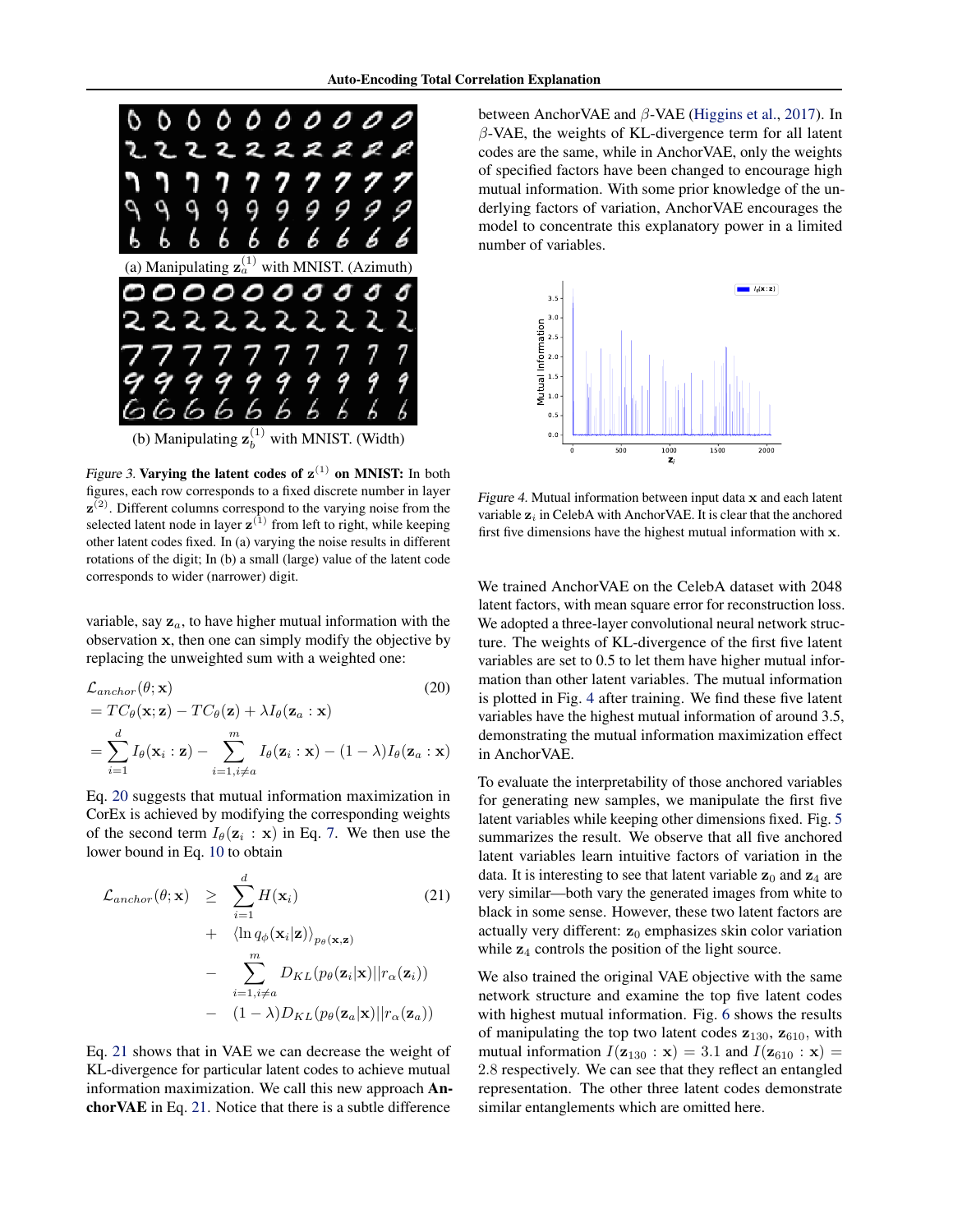(a) Manipulating $\mathbf{z}_a^{(1)}$ with MNIST. (Azimuth)

(b) Manipulating $\mathbf{z}_b^{(1)}$ with MNIST. (Width)

*Figure 3.* **Varying the latent codes of $\mathbf{z}^{(1)}$ on MNIST:** In both figures, each row corresponds to a fixed discrete number in layer $\mathbf{z}^{(2)}$. Different columns correspond to the varying noise from the selected latent node in layer $\mathbf{z}^{(1)}$ from left to right, while keeping other latent codes fixed. In (a) varying the noise results in different rotations of the digit; In (b) a small (large) value of the latent code corresponds to wider (narrower) digit.

variable, say $\mathbf{z}_a$, to have higher mutual information with the observation $\mathbf{x}$, then one can simply modify the objective by replacing the unweighted sum with a weighted one:

$$
\begin{aligned}
&\mathcal{L}_{anchor}(\theta; \mathbf{x}) \qquad (20)\\
&= TC_\theta(\mathbf{x}; \mathbf{z}) - TC_\theta(\mathbf{z}) + \lambda I_\theta(\mathbf{z}_a : \mathbf{x})\\
&= \sum_{i=1}^{d} I_\theta(\mathbf{x}_i : \mathbf{z}) - \sum_{i=1, i\neq a}^{m} I_\theta(\mathbf{z}_i : \mathbf{x}) - (1-\lambda) I_\theta(\mathbf{z}_a : \mathbf{x})
\end{aligned}
$$

Eq. 20 suggests that mutual information maximization in CorEx is achieved by modifying the corresponding weights of the second term $I_\theta(\mathbf{z}_i : \mathbf{x})$ in Eq. 7. We then use the lower bound in Eq. 10 to obtain

$$
\begin{aligned}
\mathcal{L}_{anchor}(\theta; \mathbf{x}) \geq & \sum_{i=1}^{d} H(\mathbf{x}_i) \qquad (21)\\
& + \langle \ln q_\phi(\mathbf{x}_i|\mathbf{z}) \rangle_{p_\theta(\mathbf{x},\mathbf{z})}\\
& - \sum_{i=1, i\neq a}^{m} D_{KL}(p_\theta(\mathbf{z}_i|\mathbf{x}) || r_\alpha(\mathbf{z}_i))\\
& - (1-\lambda) D_{KL}(p_\theta(\mathbf{z}_a|\mathbf{x}) || r_\alpha(\mathbf{z}_a))
\end{aligned}
$$

Eq. 21 shows that in VAE we can decrease the weight of KL-divergence for particular latent codes to achieve mutual information maximization. We call this new approach **AnchorVAE** in Eq. 21. Notice that there is a subtle difference between AnchorVAE and $\beta$-VAE (Higgins et al., 2017). In $\beta$-VAE, the weights of KL-divergence term for all latent codes are the same, while in AnchorVAE, only the weights of specified factors have been changed to encourage high mutual information. With some prior knowledge of the underlying factors of variation, AnchorVAE encourages the model to concentrate this explanatory power in a limited number of variables.

*Figure 4.* Mutual information between input data $\mathbf{x}$ and each latent variable $\mathbf{z}_i$ in CelebA with AnchorVAE. It is clear that the anchored first five dimensions have the highest mutual information with $\mathbf{x}$.

We trained AnchorVAE on the CelebA dataset with 2048 latent factors, with mean square error for reconstruction loss. We adopted a three-layer convolutional neural network structure. The weights of KL-divergence of the first five latent variables are set to 0.5 to let them have higher mutual information than other latent variables. The mutual information is plotted in Fig. 4 after training. We find these five latent variables have the highest mutual information of around 3.5, demonstrating the mutual information maximization effect in AnchorVAE.

To evaluate the interpretability of those anchored variables for generating new samples, we manipulate the first five latent variables while keeping other dimensions fixed. Fig. 5 summarizes the result. We observe that all five anchored latent variables learn intuitive factors of variation in the data. It is interesting to see that latent variable $\mathbf{z}_0$ and $\mathbf{z}_4$ are very similar—both vary the generated images from white to black in some sense. However, these two latent factors are actually very different: $\mathbf{z}_0$ emphasizes skin color variation while $\mathbf{z}_4$ controls the position of the light source.

We also trained the original VAE objective with the same network structure and examine the top five latent codes with highest mutual information. Fig. 6 shows the results of manipulating the top two latent codes $\mathbf{z}_{130}$, $\mathbf{z}_{610}$, with mutual information $I(\mathbf{z}_{130} : \mathbf{x}) = 3.1$ and $I(\mathbf{z}_{610} : \mathbf{x}) = 2.8$ respectively. We can see that they reflect an entangled representation. The other three latent codes demonstrate similar entanglements which are omitted here.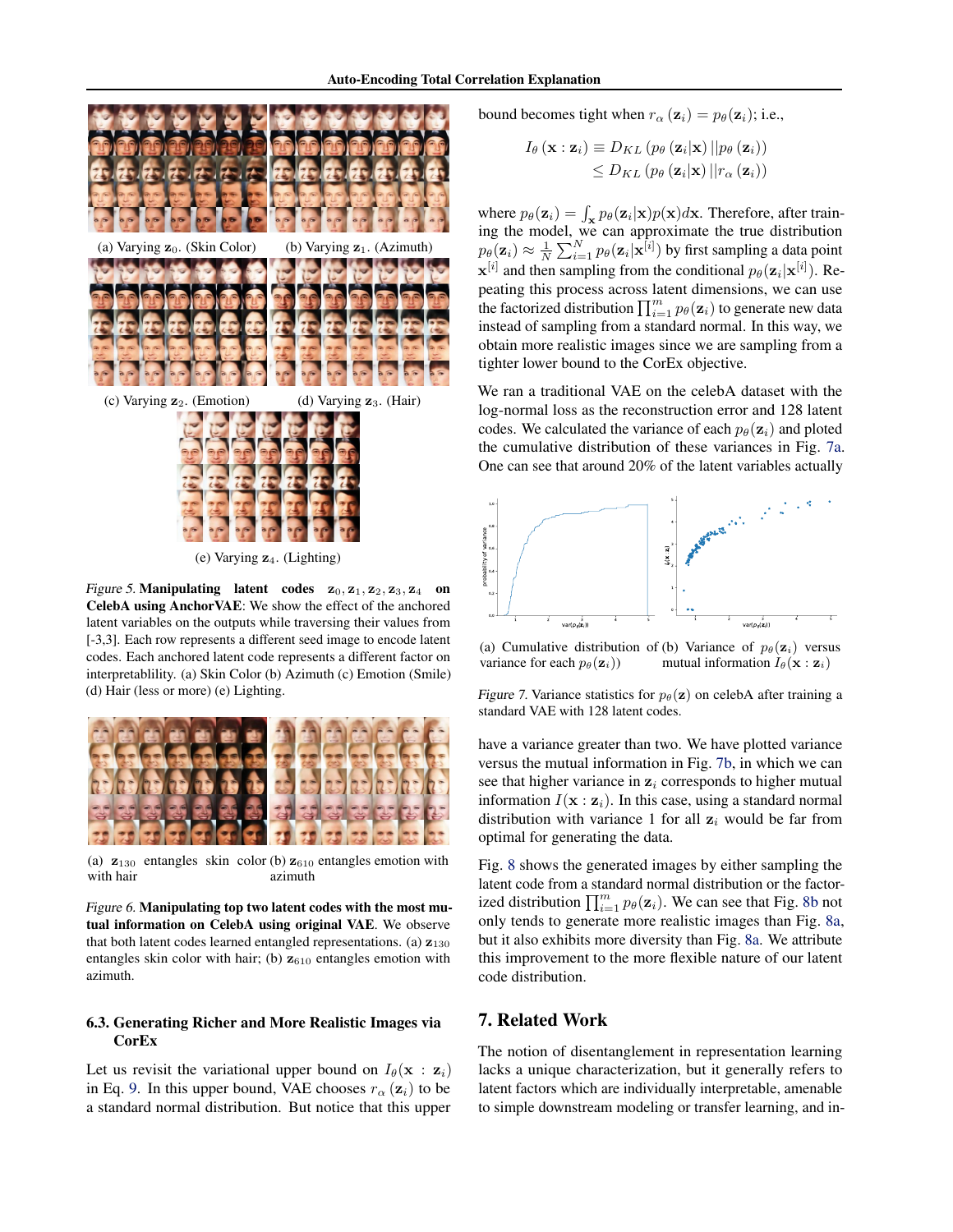(a) Varying $\mathbf{z}_0$. (Skin Color)

(b) Varying $\mathbf{z}_1$. (Azimuth)

(c) Varying $\mathbf{z}_2$. (Emotion)

(d) Varying $\mathbf{z}_3$. (Hair)

(e) Varying $\mathbf{z}_4$. (Lighting)

*Figure 5.* **Manipulating latent codes $\mathbf{z}_0, \mathbf{z}_1, \mathbf{z}_2, \mathbf{z}_3, \mathbf{z}_4$ on CelebA using AnchorVAE**: We show the effect of the anchored latent variables on the outputs while traversing their values from [-3,3]. Each row represents a different seed image to encode latent codes. Each anchored latent code represents a different factor on interpretablility. (a) Skin Color (b) Azimuth (c) Emotion (Smile) (d) Hair (less or more) (e) Lighting.

(a) $\mathbf{z}_{130}$ entangles skin color with hair

(b) $\mathbf{z}_{610}$ entangles emotion with azimuth

*Figure 6.* **Manipulating top two latent codes with the most mutual information on CelebA using original VAE**. We observe that both latent codes learned entangled representations. (a) $\mathbf{z}_{130}$ entangles skin color with hair; (b) $\mathbf{z}_{610}$ entangles emotion with azimuth.

### 6.3. Generating Richer and More Realistic Images via CorEx

Let us revisit the variational upper bound on $I_\theta(\mathbf{x} : \mathbf{z}_i)$ in Eq. 9. In this upper bound, VAE chooses $r_\alpha(\mathbf{z}_i)$ to be a standard normal distribution. But notice that this upper bound becomes tight when $r_\alpha(\mathbf{z}_i) = p_\theta(\mathbf{z}_i)$; i.e.,

$$
\begin{aligned}
I_\theta(\mathbf{x} : \mathbf{z}_i) &\equiv D_{KL}\left(p_\theta(\mathbf{z}_i|\mathbf{x}) \,||\, p_\theta(\mathbf{z}_i)\right) \\
&\leq D_{KL}\left(p_\theta(\mathbf{z}_i|\mathbf{x}) \,||\, r_\alpha(\mathbf{z}_i)\right)
\end{aligned}
$$

where $p_\theta(\mathbf{z}_i) = \int_{\mathbf{x}} p_\theta(\mathbf{z}_i|\mathbf{x})p(\mathbf{x})d\mathbf{x}$. Therefore, after training the model, we can approximate the true distribution $p_\theta(\mathbf{z}_i) \approx \frac{1}{N}\sum_{i=1}^{N} p_\theta(\mathbf{z}_i|\mathbf{x}^{[i]})$ by first sampling a data point $\mathbf{x}^{[i]}$ and then sampling from the conditional $p_\theta(\mathbf{z}_i|\mathbf{x}^{[i]})$. Repeating this process across latent dimensions, we can use the factorized distribution $\prod_{i=1}^{m} p_\theta(\mathbf{z}_i)$ to generate new data instead of sampling from a standard normal. In this way, we obtain more realistic images since we are sampling from a tighter lower bound to the CorEx objective.

We ran a traditional VAE on the celebA dataset with the log-normal loss as the reconstruction error and 128 latent codes. We calculated the variance of each $p_\theta(\mathbf{z}_i)$ and ploted the cumulative distribution of these variances in Fig. 7a. One can see that around 20% of the latent variables actually have a variance greater than two. We have plotted variance versus the mutual information in Fig. 7b, in which we can see that higher variance in $\mathbf{z}_i$ corresponds to higher mutual information $I(\mathbf{x} : \mathbf{z}_i)$. In this case, using a standard normal distribution with variance 1 for all $\mathbf{z}_i$ would be far from optimal for generating the data.

(a) Cumulative distribution of variance for each $p_\theta(\mathbf{z}_i)$)

(b) Variance of $p_\theta(\mathbf{z}_i)$ versus mutual information $I_\theta(\mathbf{x} : \mathbf{z}_i)$

*Figure 7.* Variance statistics for $p_\theta(\mathbf{z})$ on celebA after training a standard VAE with 128 latent codes.

Fig. 8 shows the generated images by either sampling the latent code from a standard normal distribution or the factorized distribution $\prod_{i=1}^{m} p_\theta(\mathbf{z}_i)$. We can see that Fig. 8b not only tends to generate more realistic images than Fig. 8a, but it also exhibits more diversity than Fig. 8a. We attribute this improvement to the more flexible nature of our latent code distribution.

## 7. Related Work

The notion of disentanglement in representation learning lacks a unique characterization, but it generally refers to latent factors which are individually interpretable, amenable to simple downstream modeling or transfer learning, and in-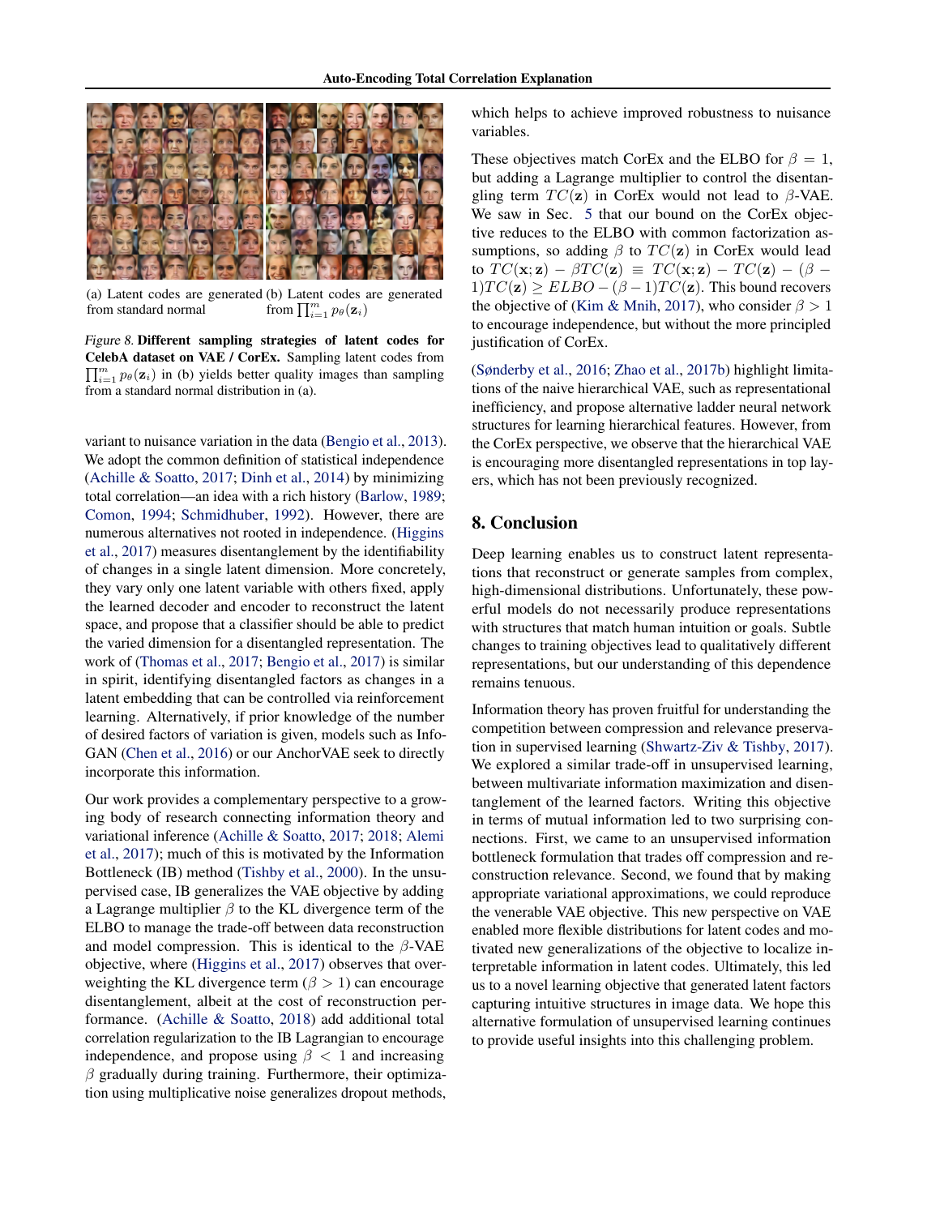(a) Latent codes are generated from standard normal

(b) Latent codes are generated from $\prod_{i=1}^{m} p_\theta(\mathbf{z}_i)$

*Figure 8.* **Different sampling strategies of latent codes for CelebA dataset on VAE / CorEx.** Sampling latent codes from $\prod_{i=1}^{m} p_\theta(\mathbf{z}_i)$ in (b) yields better quality images than sampling from a standard normal distribution in (a).

variant to nuisance variation in the data (Bengio et al., 2013). We adopt the common definition of statistical independence (Achille & Soatto, 2017; Dinh et al., 2014) by minimizing total correlation—an idea with a rich history (Barlow, 1989; Comon, 1994; Schmidhuber, 1992). However, there are numerous alternatives not rooted in independence. (Higgins et al., 2017) measures disentanglement by the identifiability of changes in a single latent dimension. More concretely, they vary only one latent variable with others fixed, apply the learned decoder and encoder to reconstruct the latent space, and propose that a classifier should be able to predict the varied dimension for a disentangled representation. The work of (Thomas et al., 2017; Bengio et al., 2017) is similar in spirit, identifying disentangled factors as changes in a latent embedding that can be controlled via reinforcement learning. Alternatively, if prior knowledge of the number of desired factors of variation is given, models such as InfoGAN (Chen et al., 2016) or our AnchorVAE seek to directly incorporate this information.

Our work provides a complementary perspective to a growing body of research connecting information theory and variational inference (Achille & Soatto, 2017; 2018; Alemi et al., 2017); much of this is motivated by the Information Bottleneck (IB) method (Tishby et al., 2000). In the unsupervised case, IB generalizes the VAE objective by adding a Lagrange multiplier $\beta$ to the KL divergence term of the ELBO to manage the trade-off between data reconstruction and model compression. This is identical to the $\beta$-VAE objective, where (Higgins et al., 2017) observes that overweighting the KL divergence term ($\beta > 1$) can encourage disentanglement, albeit at the cost of reconstruction performance. (Achille & Soatto, 2018) add additional total correlation regularization to the IB Lagrangian to encourage independence, and propose using $\beta < 1$ and increasing $\beta$ gradually during training. Furthermore, their optimization using multiplicative noise generalizes dropout methods, which helps to achieve improved robustness to nuisance variables.

These objectives match CorEx and the ELBO for $\beta = 1$, but adding a Lagrange multiplier to control the disentangling term $TC(\mathbf{z})$ in CorEx would not lead to $\beta$-VAE. We saw in Sec. 5 that our bound on the CorEx objective reduces to the ELBO with common factorization assumptions, so adding $\beta$ to $TC(\mathbf{z})$ in CorEx would lead to $TC(\mathbf{x};\mathbf{z}) - \beta TC(\mathbf{z}) \equiv TC(\mathbf{x};\mathbf{z}) - TC(\mathbf{z}) - (\beta - 1)TC(\mathbf{z}) \geq ELBO - (\beta - 1)TC(\mathbf{z})$. This bound recovers the objective of (Kim & Mnih, 2017), who consider $\beta > 1$ to encourage independence, but without the more principled justification of CorEx.

(Sønderby et al., 2016; Zhao et al., 2017b) highlight limitations of the naive hierarchical VAE, such as representational inefficiency, and propose alternative ladder neural network structures for learning hierarchical features. However, from the CorEx perspective, we observe that the hierarchical VAE is encouraging more disentangled representations in top layers, which has not been previously recognized.

## 8. Conclusion

Deep learning enables us to construct latent representations that reconstruct or generate samples from complex, high-dimensional distributions. Unfortunately, these powerful models do not necessarily produce representations with structures that match human intuition or goals. Subtle changes to training objectives lead to qualitatively different representations, but our understanding of this dependence remains tenuous.

Information theory has proven fruitful for understanding the competition between compression and relevance preservation in supervised learning (Shwartz-Ziv & Tishby, 2017). We explored a similar trade-off in unsupervised learning, between multivariate information maximization and disentanglement of the learned factors. Writing this objective in terms of mutual information led to two surprising connections. First, we came to an unsupervised information bottleneck formulation that trades off compression and reconstruction relevance. Second, we found that by making appropriate variational approximations, we could reproduce the venerable VAE objective. This new perspective on VAE enabled more flexible distributions for latent codes and motivated new generalizations of the objective to localize interpretable information in latent codes. Ultimately, this led us to a novel learning objective that generated latent factors capturing intuitive structures in image data. We hope this alternative formulation of unsupervised learning continues to provide useful insights into this challenging problem.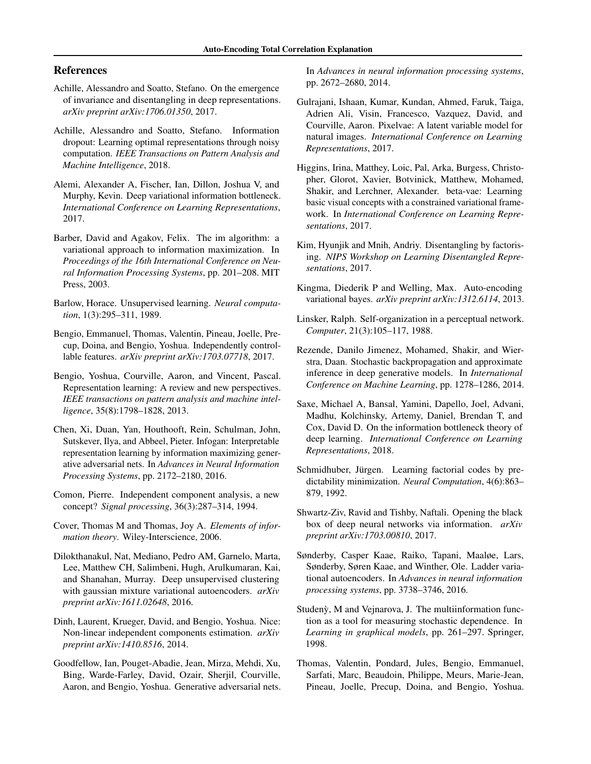## References

Achille, Alessandro and Soatto, Stefano. On the emergence of invariance and disentangling in deep representations. *arXiv preprint arXiv:1706.01350*, 2017.

Achille, Alessandro and Soatto, Stefano. Information dropout: Learning optimal representations through noisy computation. *IEEE Transactions on Pattern Analysis and Machine Intelligence*, 2018.

Alemi, Alexander A, Fischer, Ian, Dillon, Joshua V, and Murphy, Kevin. Deep variational information bottleneck. *International Conference on Learning Representations*, 2017.

Barber, David and Agakov, Felix. The im algorithm: a variational approach to information maximization. In *Proceedings of the 16th International Conference on Neural Information Processing Systems*, pp. 201–208. MIT Press, 2003.

Barlow, Horace. Unsupervised learning. *Neural computation*, 1(3):295–311, 1989.

Bengio, Emmanuel, Thomas, Valentin, Pineau, Joelle, Precup, Doina, and Bengio, Yoshua. Independently controllable features. *arXiv preprint arXiv:1703.07718*, 2017.

Bengio, Yoshua, Courville, Aaron, and Vincent, Pascal. Representation learning: A review and new perspectives. *IEEE transactions on pattern analysis and machine intelligence*, 35(8):1798–1828, 2013.

Chen, Xi, Duan, Yan, Houthooft, Rein, Schulman, John, Sutskever, Ilya, and Abbeel, Pieter. Infogan: Interpretable representation learning by information maximizing generative adversarial nets. In *Advances in Neural Information Processing Systems*, pp. 2172–2180, 2016.

Comon, Pierre. Independent component analysis, a new concept? *Signal processing*, 36(3):287–314, 1994.

Cover, Thomas M and Thomas, Joy A. *Elements of information theory*. Wiley-Interscience, 2006.

Dilokthanakul, Nat, Mediano, Pedro AM, Garnelo, Marta, Lee, Matthew CH, Salimbeni, Hugh, Arulkumaran, Kai, and Shanahan, Murray. Deep unsupervised clustering with gaussian mixture variational autoencoders. *arXiv preprint arXiv:1611.02648*, 2016.

Dinh, Laurent, Krueger, David, and Bengio, Yoshua. Nice: Non-linear independent components estimation. *arXiv preprint arXiv:1410.8516*, 2014.

Goodfellow, Ian, Pouget-Abadie, Jean, Mirza, Mehdi, Xu, Bing, Warde-Farley, David, Ozair, Sherjil, Courville, Aaron, and Bengio, Yoshua. Generative adversarial nets. In *Advances in neural information processing systems*, pp. 2672–2680, 2014.

Gulrajani, Ishaan, Kumar, Kundan, Ahmed, Faruk, Taiga, Adrien Ali, Visin, Francesco, Vazquez, David, and Courville, Aaron. Pixelvae: A latent variable model for natural images. *International Conference on Learning Representations*, 2017.

Higgins, Irina, Matthey, Loic, Pal, Arka, Burgess, Christopher, Glorot, Xavier, Botvinick, Matthew, Mohamed, Shakir, and Lerchner, Alexander. beta-vae: Learning basic visual concepts with a constrained variational framework. In *International Conference on Learning Representations*, 2017.

Kim, Hyunjik and Mnih, Andriy. Disentangling by factorising. *NIPS Workshop on Learning Disentangled Representations*, 2017.

Kingma, Diederik P and Welling, Max. Auto-encoding variational bayes. *arXiv preprint arXiv:1312.6114*, 2013.

Linsker, Ralph. Self-organization in a perceptual network. *Computer*, 21(3):105–117, 1988.

Rezende, Danilo Jimenez, Mohamed, Shakir, and Wierstra, Daan. Stochastic backpropagation and approximate inference in deep generative models. In *International Conference on Machine Learning*, pp. 1278–1286, 2014.

Saxe, Michael A, Bansal, Yamini, Dapello, Joel, Advani, Madhu, Kolchinsky, Artemy, Daniel, Brendan T, and Cox, David D. On the information bottleneck theory of deep learning. *International Conference on Learning Representations*, 2018.

Schmidhuber, Jürgen. Learning factorial codes by predictability minimization. *Neural Computation*, 4(6):863–879, 1992.

Shwartz-Ziv, Ravid and Tishby, Naftali. Opening the black box of deep neural networks via information. *arXiv preprint arXiv:1703.00810*, 2017.

Sønderby, Casper Kaae, Raiko, Tapani, Maaløe, Lars, Sønderby, Søren Kaae, and Winther, Ole. Ladder variational autoencoders. In *Advances in neural information processing systems*, pp. 3738–3746, 2016.

Studenỳ, M and Vejnarova, J. The multiinformation function as a tool for measuring stochastic dependence. In *Learning in graphical models*, pp. 261–297. Springer, 1998.

Thomas, Valentin, Pondard, Jules, Bengio, Emmanuel, Sarfati, Marc, Beaudoin, Philippe, Meurs, Marie-Jean, Pineau, Joelle, Precup, Doina, and Bengio, Yoshua.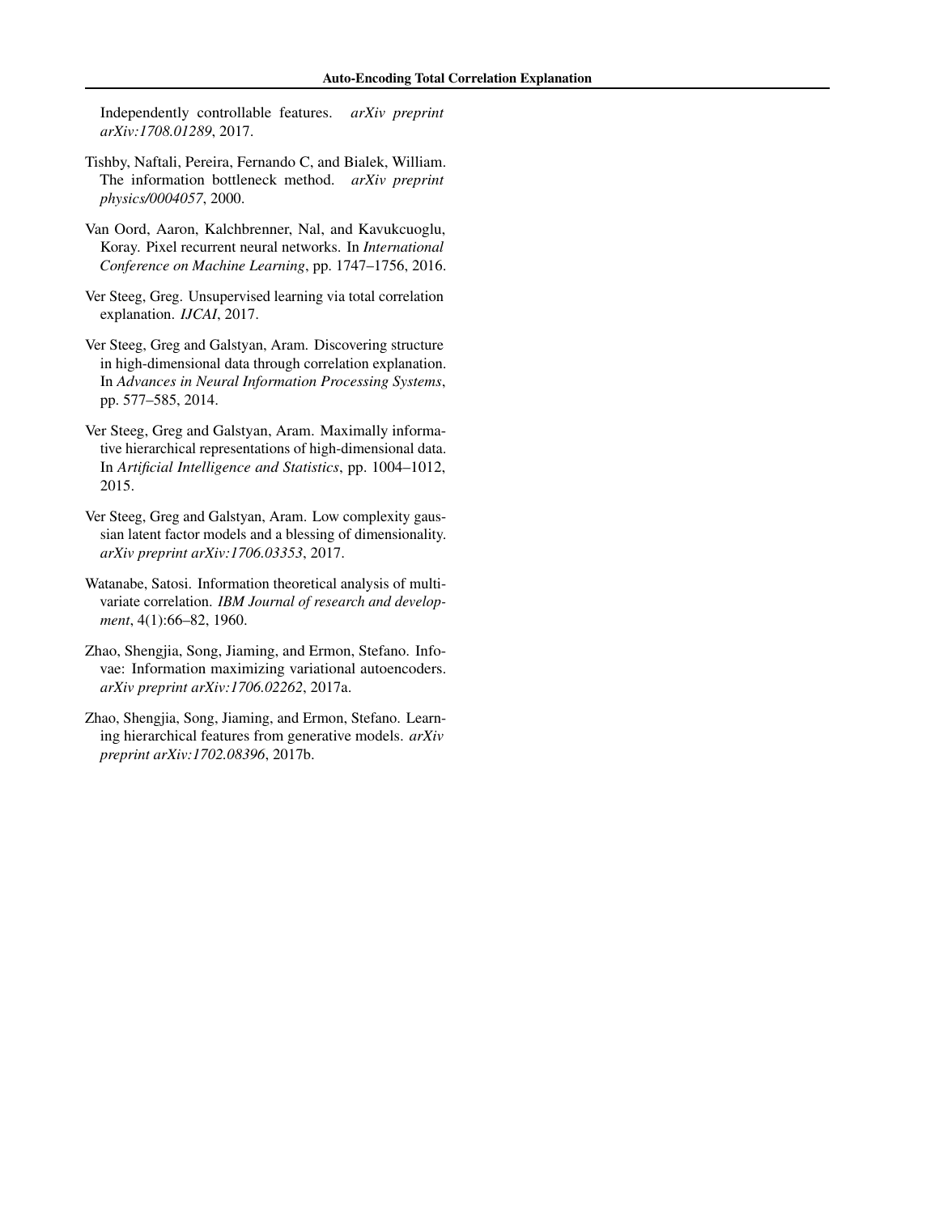Independently controllable features. *arXiv preprint arXiv:1708.01289*, 2017.

Tishby, Naftali, Pereira, Fernando C, and Bialek, William. The information bottleneck method. *arXiv preprint physics/0004057*, 2000.

Van Oord, Aaron, Kalchbrenner, Nal, and Kavukcuoglu, Koray. Pixel recurrent neural networks. In *International Conference on Machine Learning*, pp. 1747–1756, 2016.

Ver Steeg, Greg. Unsupervised learning via total correlation explanation. *IJCAI*, 2017.

Ver Steeg, Greg and Galstyan, Aram. Discovering structure in high-dimensional data through correlation explanation. In *Advances in Neural Information Processing Systems*, pp. 577–585, 2014.

Ver Steeg, Greg and Galstyan, Aram. Maximally informative hierarchical representations of high-dimensional data. In *Artificial Intelligence and Statistics*, pp. 1004–1012, 2015.

Ver Steeg, Greg and Galstyan, Aram. Low complexity gaussian latent factor models and a blessing of dimensionality. *arXiv preprint arXiv:1706.03353*, 2017.

Watanabe, Satosi. Information theoretical analysis of multivariate correlation. *IBM Journal of research and development*, 4(1):66–82, 1960.

Zhao, Shengjia, Song, Jiaming, and Ermon, Stefano. Infovae: Information maximizing variational autoencoders. *arXiv preprint arXiv:1706.02262*, 2017a.

Zhao, Shengjia, Song, Jiaming, and Ermon, Stefano. Learning hierarchical features from generative models. *arXiv preprint arXiv:1702.08396*, 2017b.